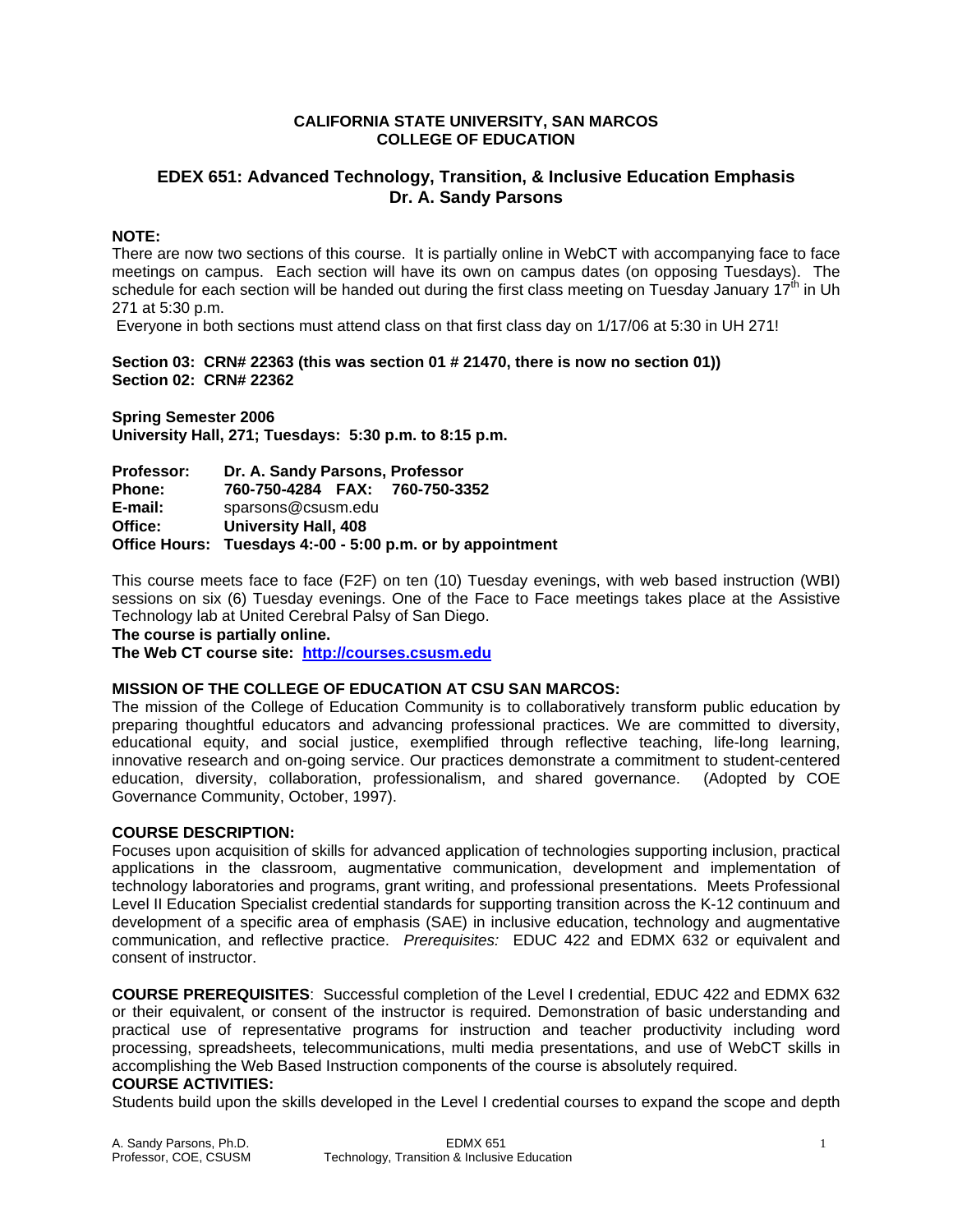**CALIFORNIA STATE UNIVERSITY, SAN MARCOS**
**COLLEGE OF EDUCATION**

## EDEX 651: Advanced Technology, Transition, & Inclusive Education Emphasis
## Dr. A. Sandy Parsons

**NOTE:**
There are now two sections of this course. It is partially online in WebCT with accompanying face to face meetings on campus. Each section will have its own on campus dates (on opposing Tuesdays). The schedule for each section will be handed out during the first class meeting on Tuesday January 17th in Uh 271 at 5:30 p.m.
Everyone in both sections must attend class on that first class day on 1/17/06 at 5:30 in UH 271!

**Section 03: CRN# 22363 (this was section 01 # 21470, there is now no section 01))**
**Section 02: CRN# 22362**

**Spring Semester 2006**
**University Hall, 271; Tuesdays: 5:30 p.m. to 8:15 p.m.**

**Professor:** **Dr. A. Sandy Parsons, Professor**
**Phone:** **760-750-4284 FAX: 760-750-3352**
**E-mail:** sparsons@csusm.edu
**Office:** **University Hall, 408**
**Office Hours: Tuesdays 4:-00 - 5:00 p.m. or by appointment**

This course meets face to face (F2F) on ten (10) Tuesday evenings, with web based instruction (WBI) sessions on six (6) Tuesday evenings. One of the Face to Face meetings takes place at the Assistive Technology lab at United Cerebral Palsy of San Diego.
**The course is partially online.**
**The Web CT course site: [http://courses.csusm.edu](http://courses.csusm.edu)**

**MISSION OF THE COLLEGE OF EDUCATION AT CSU SAN MARCOS:**
The mission of the College of Education Community is to collaboratively transform public education by preparing thoughtful educators and advancing professional practices. We are committed to diversity, educational equity, and social justice, exemplified through reflective teaching, life-long learning, innovative research and on-going service. Our practices demonstrate a commitment to student-centered education, diversity, collaboration, professionalism, and shared governance. (Adopted by COE Governance Community, October, 1997).

**COURSE DESCRIPTION:**
Focuses upon acquisition of skills for advanced application of technologies supporting inclusion, practical applications in the classroom, augmentative communication, development and implementation of technology laboratories and programs, grant writing, and professional presentations. Meets Professional Level II Education Specialist credential standards for supporting transition across the K-12 continuum and development of a specific area of emphasis (SAE) in inclusive education, technology and augmentative communication, and reflective practice. *Prerequisites:* EDUC 422 and EDMX 632 or equivalent and consent of instructor.

**COURSE PREREQUISITES**: Successful completion of the Level I credential, EDUC 422 and EDMX 632 or their equivalent, or consent of the instructor is required. Demonstration of basic understanding and practical use of representative programs for instruction and teacher productivity including word processing, spreadsheets, telecommunications, multi media presentations, and use of WebCT skills in accomplishing the Web Based Instruction components of the course is absolutely required.
**COURSE ACTIVITIES:**
Students build upon the skills developed in the Level I credential courses to expand the scope and depth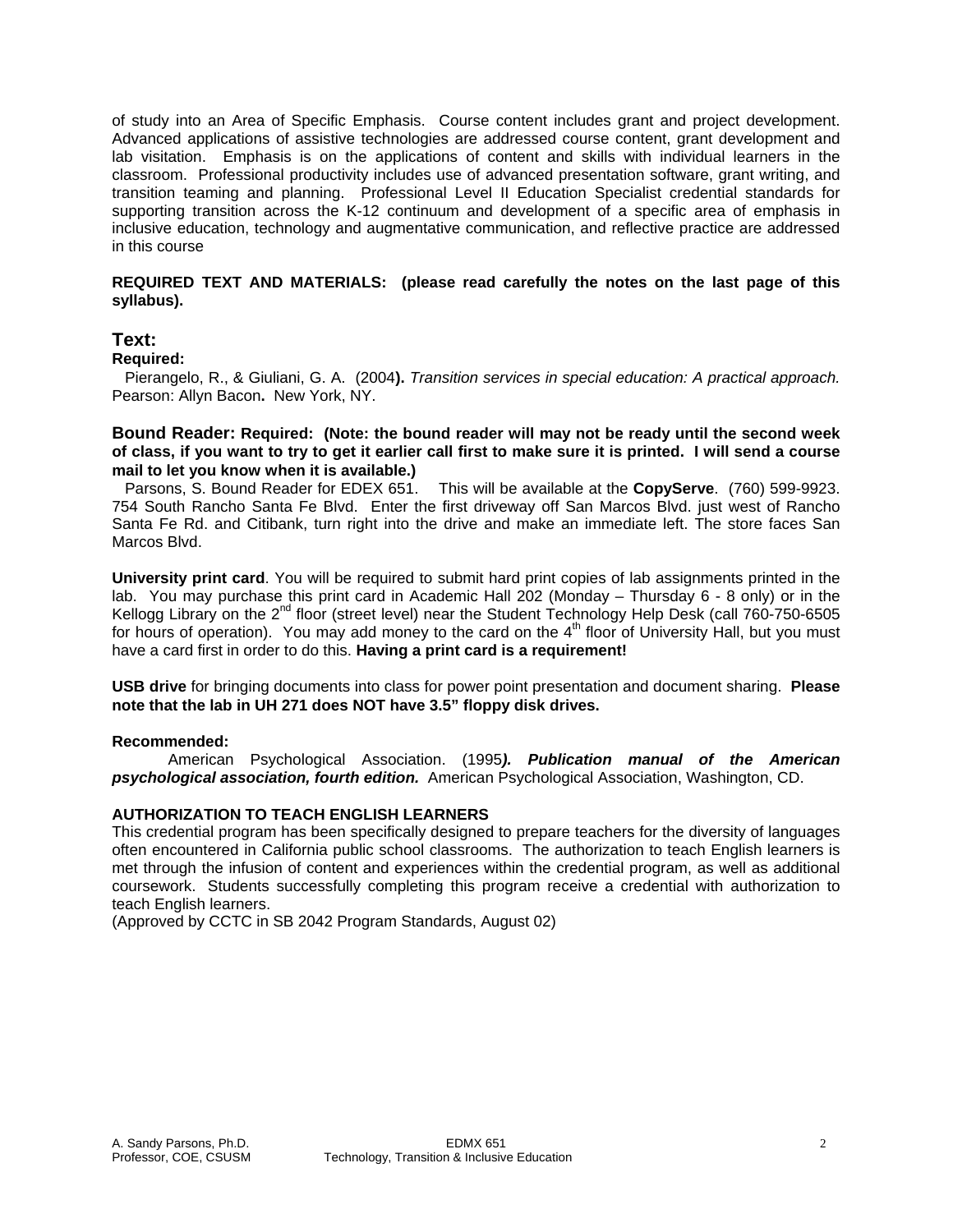of study into an Area of Specific Emphasis. Course content includes grant and project development. Advanced applications of assistive technologies are addressed course content, grant development and lab visitation. Emphasis is on the applications of content and skills with individual learners in the classroom. Professional productivity includes use of advanced presentation software, grant writing, and transition teaming and planning. Professional Level II Education Specialist credential standards for supporting transition across the K-12 continuum and development of a specific area of emphasis in inclusive education, technology and augmentative communication, and reflective practice are addressed in this course

**REQUIRED TEXT AND MATERIALS: (please read carefully the notes on the last page of this syllabus).**

## Text:

**Required:**

Pierangelo, R., & Giuliani, G. A. (2004**).** *Transition services in special education: A practical approach.* Pearson: Allyn Bacon**.** New York, NY.

**Bound Reader: Required: (Note: the bound reader will may not be ready until the second week of class, if you want to try to get it earlier call first to make sure it is printed. I will send a course mail to let you know when it is available.)**

Parsons, S. Bound Reader for EDEX 651. This will be available at the **CopyServe**. (760) 599-9923. 754 South Rancho Santa Fe Blvd. Enter the first driveway off San Marcos Blvd. just west of Rancho Santa Fe Rd. and Citibank, turn right into the drive and make an immediate left. The store faces San Marcos Blvd.

**University print card**. You will be required to submit hard print copies of lab assignments printed in the lab. You may purchase this print card in Academic Hall 202 (Monday – Thursday 6 - 8 only) or in the Kellogg Library on the 2nd floor (street level) near the Student Technology Help Desk (call 760-750-6505 for hours of operation). You may add money to the card on the 4th floor of University Hall, but you must have a card first in order to do this. **Having a print card is a requirement!**

**USB drive** for bringing documents into class for power point presentation and document sharing. **Please note that the lab in UH 271 does NOT have 3.5" floppy disk drives.**

**Recommended:**

American Psychological Association. (1995***). Publication manual of the American psychological association, fourth edition.*** American Psychological Association, Washington, CD.

**AUTHORIZATION TO TEACH ENGLISH LEARNERS**

This credential program has been specifically designed to prepare teachers for the diversity of languages often encountered in California public school classrooms. The authorization to teach English learners is met through the infusion of content and experiences within the credential program, as well as additional coursework. Students successfully completing this program receive a credential with authorization to teach English learners.
(Approved by CCTC in SB 2042 Program Standards, August 02)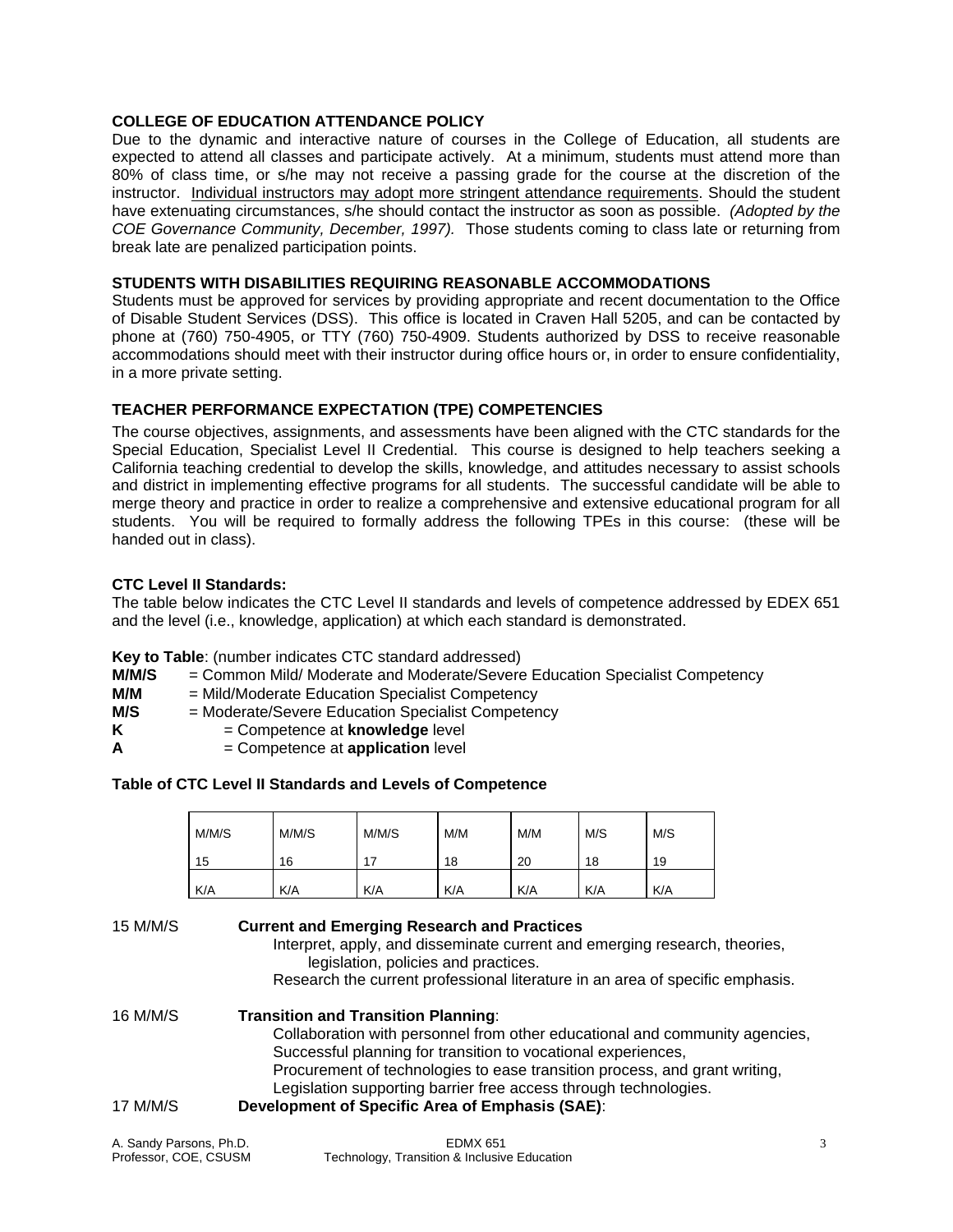### COLLEGE OF EDUCATION ATTENDANCE POLICY

Due to the dynamic and interactive nature of courses in the College of Education, all students are expected to attend all classes and participate actively. At a minimum, students must attend more than 80% of class time, or s/he may not receive a passing grade for the course at the discretion of the instructor. Individual instructors may adopt more stringent attendance requirements. Should the student have extenuating circumstances, s/he should contact the instructor as soon as possible. *(Adopted by the COE Governance Community, December, 1997).* Those students coming to class late or returning from break late are penalized participation points.

### STUDENTS WITH DISABILITIES REQUIRING REASONABLE ACCOMMODATIONS

Students must be approved for services by providing appropriate and recent documentation to the Office of Disable Student Services (DSS). This office is located in Craven Hall 5205, and can be contacted by phone at (760) 750-4905, or TTY (760) 750-4909. Students authorized by DSS to receive reasonable accommodations should meet with their instructor during office hours or, in order to ensure confidentiality, in a more private setting.

### TEACHER PERFORMANCE EXPECTATION (TPE) COMPETENCIES

The course objectives, assignments, and assessments have been aligned with the CTC standards for the Special Education, Specialist Level II Credential. This course is designed to help teachers seeking a California teaching credential to develop the skills, knowledge, and attitudes necessary to assist schools and district in implementing effective programs for all students. The successful candidate will be able to merge theory and practice in order to realize a comprehensive and extensive educational program for all students. You will be required to formally address the following TPEs in this course: (these will be handed out in class).

### CTC Level II Standards:

The table below indicates the CTC Level II standards and levels of competence addressed by EDEX 651 and the level (i.e., knowledge, application) at which each standard is demonstrated.

**Key to Table**: (number indicates CTC standard addressed)

**M/M/S** = Common Mild/ Moderate and Moderate/Severe Education Specialist Competency
**M/M** = Mild/Moderate Education Specialist Competency
**M/S** = Moderate/Severe Education Specialist Competency
**K** = Competence at **knowledge** level
**A** = Competence at **application** level

**Table of CTC Level II Standards and Levels of Competence**

| M/M/S 15 | M/M/S 16 | M/M/S 17 | M/M 18 | M/M 20 | M/S 18 | M/S 19 |
|---|---|---|---|---|---|---|
| K/A | K/A | K/A | K/A | K/A | K/A | K/A |

15 M/M/S **Current and Emerging Research and Practices**

Interpret, apply, and disseminate current and emerging research, theories, legislation, policies and practices.
Research the current professional literature in an area of specific emphasis.

16 M/M/S **Transition and Transition Planning**:

Collaboration with personnel from other educational and community agencies,
Successful planning for transition to vocational experiences,
Procurement of technologies to ease transition process, and grant writing,
Legislation supporting barrier free access through technologies.

17 M/M/S **Development of Specific Area of Emphasis (SAE)**: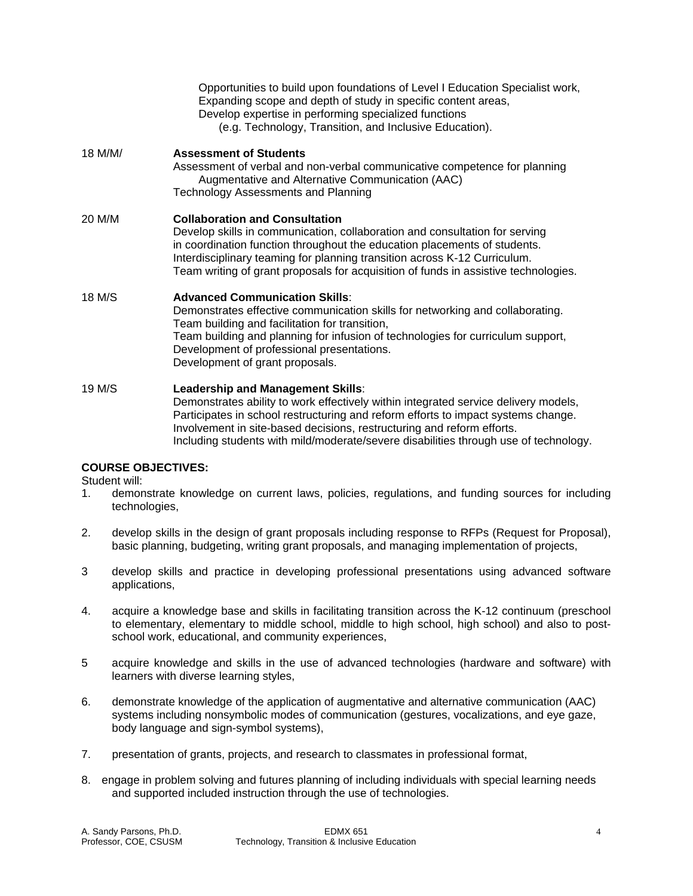Opportunities to build upon foundations of Level I Education Specialist work,
Expanding scope and depth of study in specific content areas,
Develop expertise in performing specialized functions
(e.g. Technology, Transition, and Inclusive Education).

18 M/M/ **Assessment of Students**
Assessment of verbal and non-verbal communicative competence for planning
Augmentative and Alternative Communication (AAC)
Technology Assessments and Planning

20 M/M **Collaboration and Consultation**
Develop skills in communication, collaboration and consultation for serving
in coordination function throughout the education placements of students.
Interdisciplinary teaming for planning transition across K-12 Curriculum.
Team writing of grant proposals for acquisition of funds in assistive technologies.

18 M/S **Advanced Communication Skills**:
Demonstrates effective communication skills for networking and collaborating.
Team building and facilitation for transition,
Team building and planning for infusion of technologies for curriculum support,
Development of professional presentations.
Development of grant proposals.

19 M/S **Leadership and Management Skills**:
Demonstrates ability to work effectively within integrated service delivery models,
Participates in school restructuring and reform efforts to impact systems change.
Involvement in site-based decisions, restructuring and reform efforts.
Including students with mild/moderate/severe disabilities through use of technology.

**COURSE OBJECTIVES:**

Student will:

1. demonstrate knowledge on current laws, policies, regulations, and funding sources for including technologies,

2. develop skills in the design of grant proposals including response to RFPs (Request for Proposal), basic planning, budgeting, writing grant proposals, and managing implementation of projects,

3 develop skills and practice in developing professional presentations using advanced software applications,

4. acquire a knowledge base and skills in facilitating transition across the K-12 continuum (preschool to elementary, elementary to middle school, middle to high school, high school) and also to post-school work, educational, and community experiences,

5 acquire knowledge and skills in the use of advanced technologies (hardware and software) with learners with diverse learning styles,

6. demonstrate knowledge of the application of augmentative and alternative communication (AAC) systems including nonsymbolic modes of communication (gestures, vocalizations, and eye gaze, body language and sign-symbol systems),

7. presentation of grants, projects, and research to classmates in professional format,

8. engage in problem solving and futures planning of including individuals with special learning needs and supported included instruction through the use of technologies.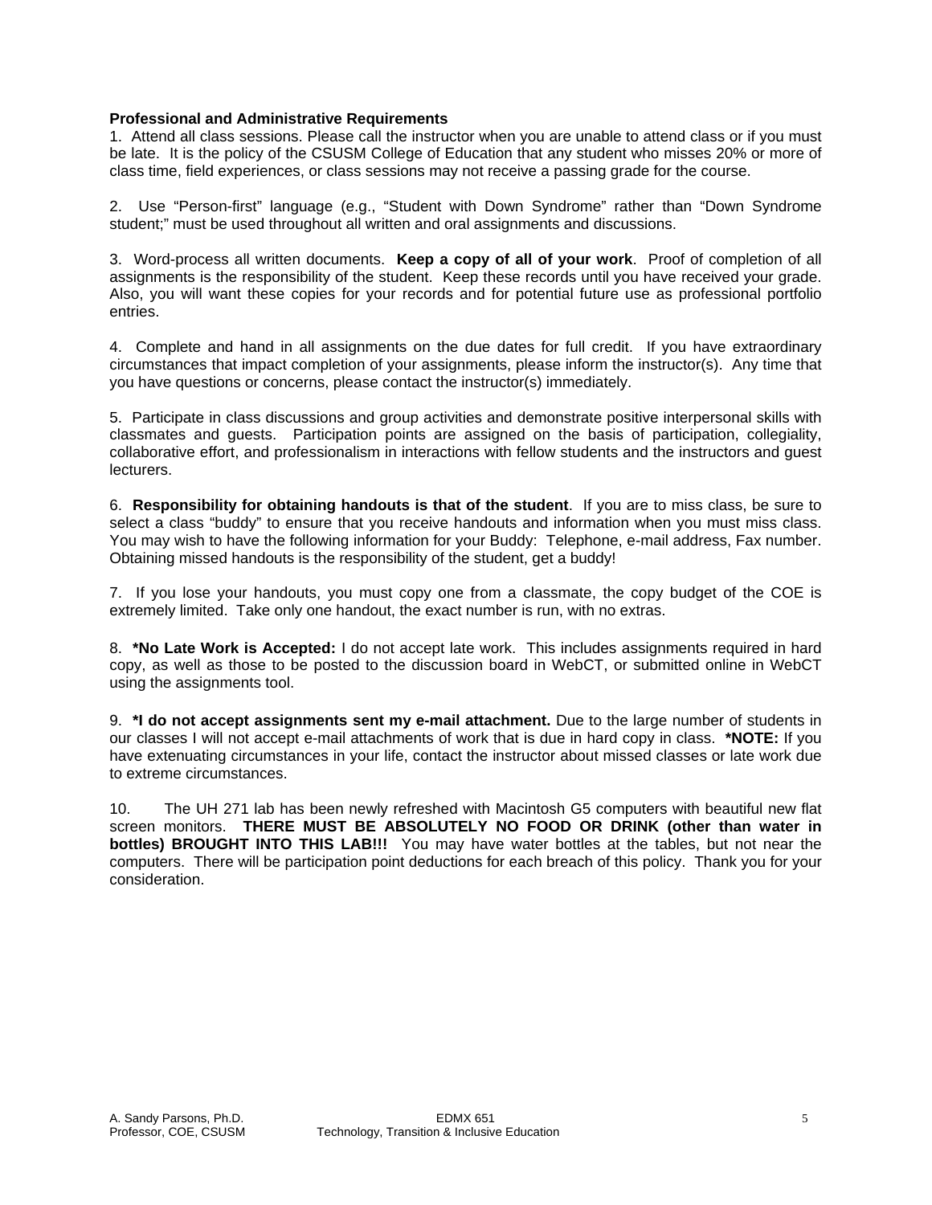**Professional and Administrative Requirements**

1. Attend all class sessions. Please call the instructor when you are unable to attend class or if you must be late. It is the policy of the CSUSM College of Education that any student who misses 20% or more of class time, field experiences, or class sessions may not receive a passing grade for the course.

2. Use "Person-first" language (e.g., "Student with Down Syndrome" rather than "Down Syndrome student;" must be used throughout all written and oral assignments and discussions.

3. Word-process all written documents. **Keep a copy of all of your work**. Proof of completion of all assignments is the responsibility of the student. Keep these records until you have received your grade. Also, you will want these copies for your records and for potential future use as professional portfolio entries.

4. Complete and hand in all assignments on the due dates for full credit. If you have extraordinary circumstances that impact completion of your assignments, please inform the instructor(s). Any time that you have questions or concerns, please contact the instructor(s) immediately.

5. Participate in class discussions and group activities and demonstrate positive interpersonal skills with classmates and guests. Participation points are assigned on the basis of participation, collegiality, collaborative effort, and professionalism in interactions with fellow students and the instructors and guest lecturers.

6. **Responsibility for obtaining handouts is that of the student**. If you are to miss class, be sure to select a class "buddy" to ensure that you receive handouts and information when you must miss class. You may wish to have the following information for your Buddy: Telephone, e-mail address, Fax number. Obtaining missed handouts is the responsibility of the student, get a buddy!

7. If you lose your handouts, you must copy one from a classmate, the copy budget of the COE is extremely limited. Take only one handout, the exact number is run, with no extras.

8. ***No Late Work is Accepted:** I do not accept late work. This includes assignments required in hard copy, as well as those to be posted to the discussion board in WebCT, or submitted online in WebCT using the assignments tool.

9. ***I do not accept assignments sent my e-mail attachment.** Due to the large number of students in our classes I will not accept e-mail attachments of work that is due in hard copy in class. ***NOTE:** If you have extenuating circumstances in your life, contact the instructor about missed classes or late work due to extreme circumstances.

10. The UH 271 lab has been newly refreshed with Macintosh G5 computers with beautiful new flat screen monitors. **THERE MUST BE ABSOLUTELY NO FOOD OR DRINK (other than water in bottles) BROUGHT INTO THIS LAB!!!** You may have water bottles at the tables, but not near the computers. There will be participation point deductions for each breach of this policy. Thank you for your consideration.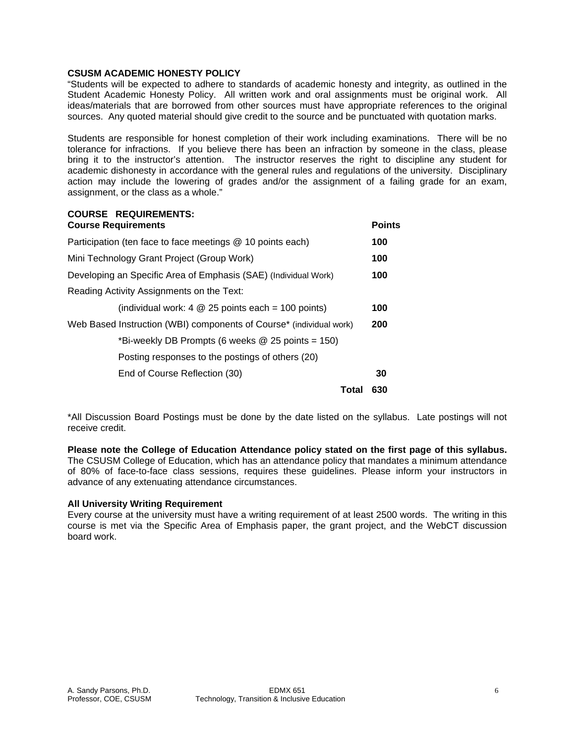**CSUSM ACADEMIC HONESTY POLICY**

"Students will be expected to adhere to standards of academic honesty and integrity, as outlined in the Student Academic Honesty Policy. All written work and oral assignments must be original work. All ideas/materials that are borrowed from other sources must have appropriate references to the original sources. Any quoted material should give credit to the source and be punctuated with quotation marks.

Students are responsible for honest completion of their work including examinations. There will be no tolerance for infractions. If you believe there has been an infraction by someone in the class, please bring it to the instructor's attention. The instructor reserves the right to discipline any student for academic dishonesty in accordance with the general rules and regulations of the university. Disciplinary action may include the lowering of grades and/or the assignment of a failing grade for an exam, assignment, or the class as a whole."

**COURSE REQUIREMENTS:**

| **Course Requirements** | **Points** |
| --- | --- |
| Participation (ten face to face meetings @ 10 points each) | **100** |
| Mini Technology Grant Project (Group Work) | **100** |
| Developing an Specific Area of Emphasis (SAE) (Individual Work) | **100** |
| Reading Activity Assignments on the Text: | |
| (individual work: 4 @ 25 points each = 100 points) | **100** |
| Web Based Instruction (WBI) components of Course* (individual work) | **200** |
| *Bi-weekly DB Prompts (6 weeks @ 25 points = 150) | |
| Posting responses to the postings of others (20) | |
| End of Course Reflection (30) | **30** |
| **Total** | **630** |

*All Discussion Board Postings must be done by the date listed on the syllabus. Late postings will not receive credit.

**Please note the College of Education Attendance policy stated on the first page of this syllabus.** The CSUSM College of Education, which has an attendance policy that mandates a minimum attendance of 80% of face-to-face class sessions, requires these guidelines. Please inform your instructors in advance of any extenuating attendance circumstances.

**All University Writing Requirement**

Every course at the university must have a writing requirement of at least 2500 words. The writing in this course is met via the Specific Area of Emphasis paper, the grant project, and the WebCT discussion board work.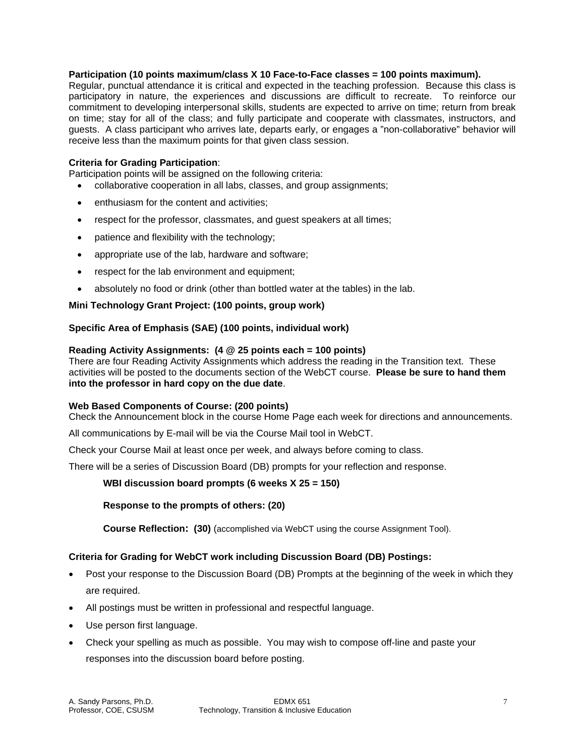**Participation (10 points maximum/class X 10 Face-to-Face classes = 100 points maximum).**
Regular, punctual attendance it is critical and expected in the teaching profession. Because this class is participatory in nature, the experiences and discussions are difficult to recreate. To reinforce our commitment to developing interpersonal skills, students are expected to arrive on time; return from break on time; stay for all of the class; and fully participate and cooperate with classmates, instructors, and guests. A class participant who arrives late, departs early, or engages a "non-collaborative" behavior will receive less than the maximum points for that given class session.

**Criteria for Grading Participation**:
Participation points will be assigned on the following criteria:

- collaborative cooperation in all labs, classes, and group assignments;
- enthusiasm for the content and activities;
- respect for the professor, classmates, and guest speakers at all times;
- patience and flexibility with the technology;
- appropriate use of the lab, hardware and software;
- respect for the lab environment and equipment;
- absolutely no food or drink (other than bottled water at the tables) in the lab.

**Mini Technology Grant Project: (100 points, group work)**

**Specific Area of Emphasis (SAE) (100 points, individual work)**

**Reading Activity Assignments: (4 @ 25 points each = 100 points)**
There are four Reading Activity Assignments which address the reading in the Transition text. These activities will be posted to the documents section of the WebCT course. **Please be sure to hand them into the professor in hard copy on the due date**.

**Web Based Components of Course: (200 points)**
Check the Announcement block in the course Home Page each week for directions and announcements.

All communications by E-mail will be via the Course Mail tool in WebCT.

Check your Course Mail at least once per week, and always before coming to class.

There will be a series of Discussion Board (DB) prompts for your reflection and response.

**WBI discussion board prompts (6 weeks X 25 = 150)**

**Response to the prompts of others: (20)**

**Course Reflection: (30)** (accomplished via WebCT using the course Assignment Tool).

**Criteria for Grading for WebCT work including Discussion Board (DB) Postings:**

- Post your response to the Discussion Board (DB) Prompts at the beginning of the week in which they are required.
- All postings must be written in professional and respectful language.
- Use person first language.
- Check your spelling as much as possible. You may wish to compose off-line and paste your responses into the discussion board before posting.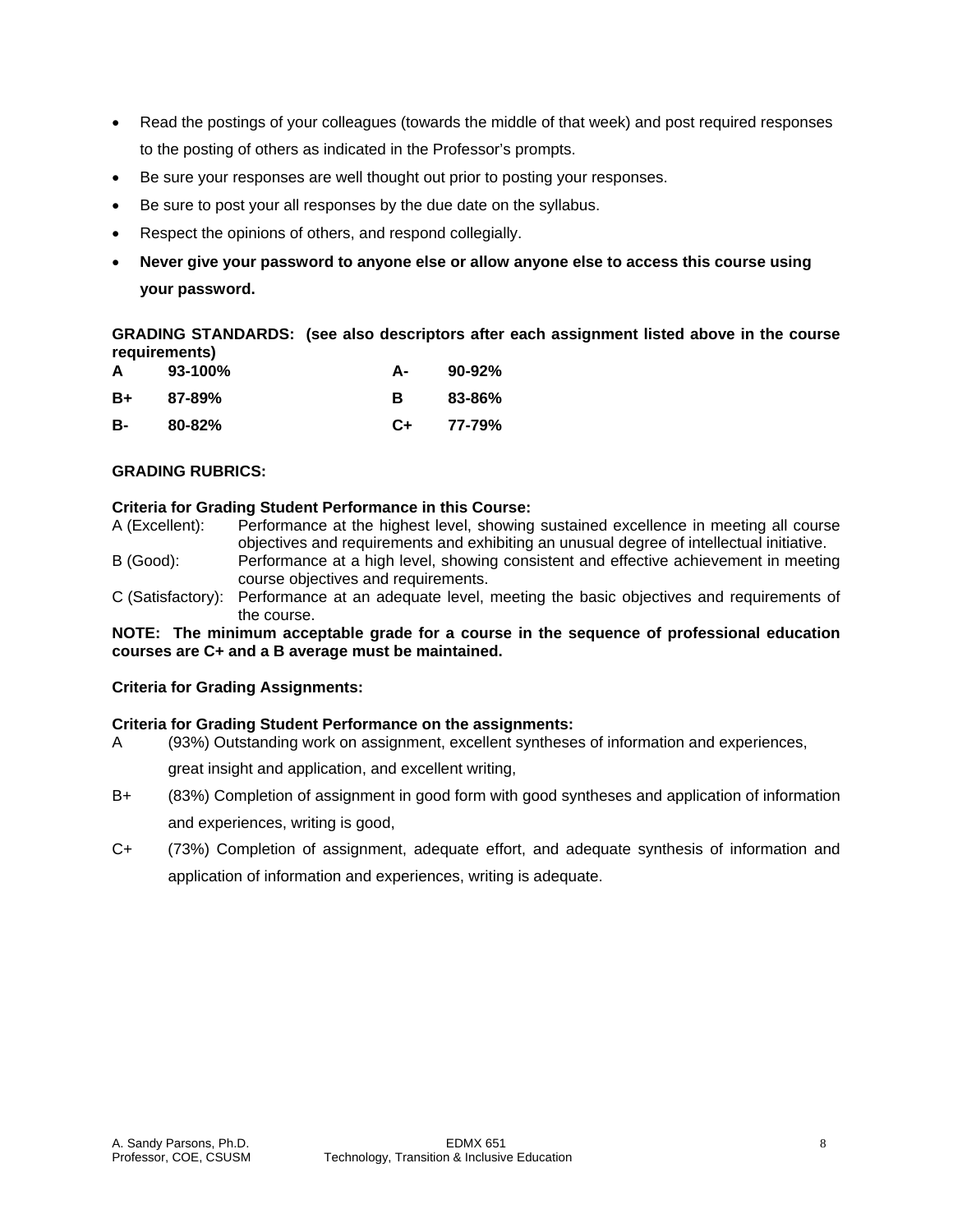- Read the postings of your colleagues (towards the middle of that week) and post required responses to the posting of others as indicated in the Professor's prompts.
- Be sure your responses are well thought out prior to posting your responses.
- Be sure to post your all responses by the due date on the syllabus.
- Respect the opinions of others, and respond collegially.
- **Never give your password to anyone else or allow anyone else to access this course using your password.**

**GRADING STANDARDS: (see also descriptors after each assignment listed above in the course requirements)**

| | | | |
|---|---|---|---|
| **A** | **93-100%** | **A-** | **90-92%** |
| **B+** | **87-89%** | **B** | **83-86%** |
| **B-** | **80-82%** | **C+** | **77-79%** |

**GRADING RUBRICS:**

**Criteria for Grading Student Performance in this Course:**

A (Excellent): Performance at the highest level, showing sustained excellence in meeting all course objectives and requirements and exhibiting an unusual degree of intellectual initiative.

B (Good): Performance at a high level, showing consistent and effective achievement in meeting course objectives and requirements.

C (Satisfactory): Performance at an adequate level, meeting the basic objectives and requirements of the course.

**NOTE: The minimum acceptable grade for a course in the sequence of professional education courses are C+ and a B average must be maintained.**

**Criteria for Grading Assignments:**

**Criteria for Grading Student Performance on the assignments:**

A (93%) Outstanding work on assignment, excellent syntheses of information and experiences, great insight and application, and excellent writing,

B+ (83%) Completion of assignment in good form with good syntheses and application of information and experiences, writing is good,

C+ (73%) Completion of assignment, adequate effort, and adequate synthesis of information and application of information and experiences, writing is adequate.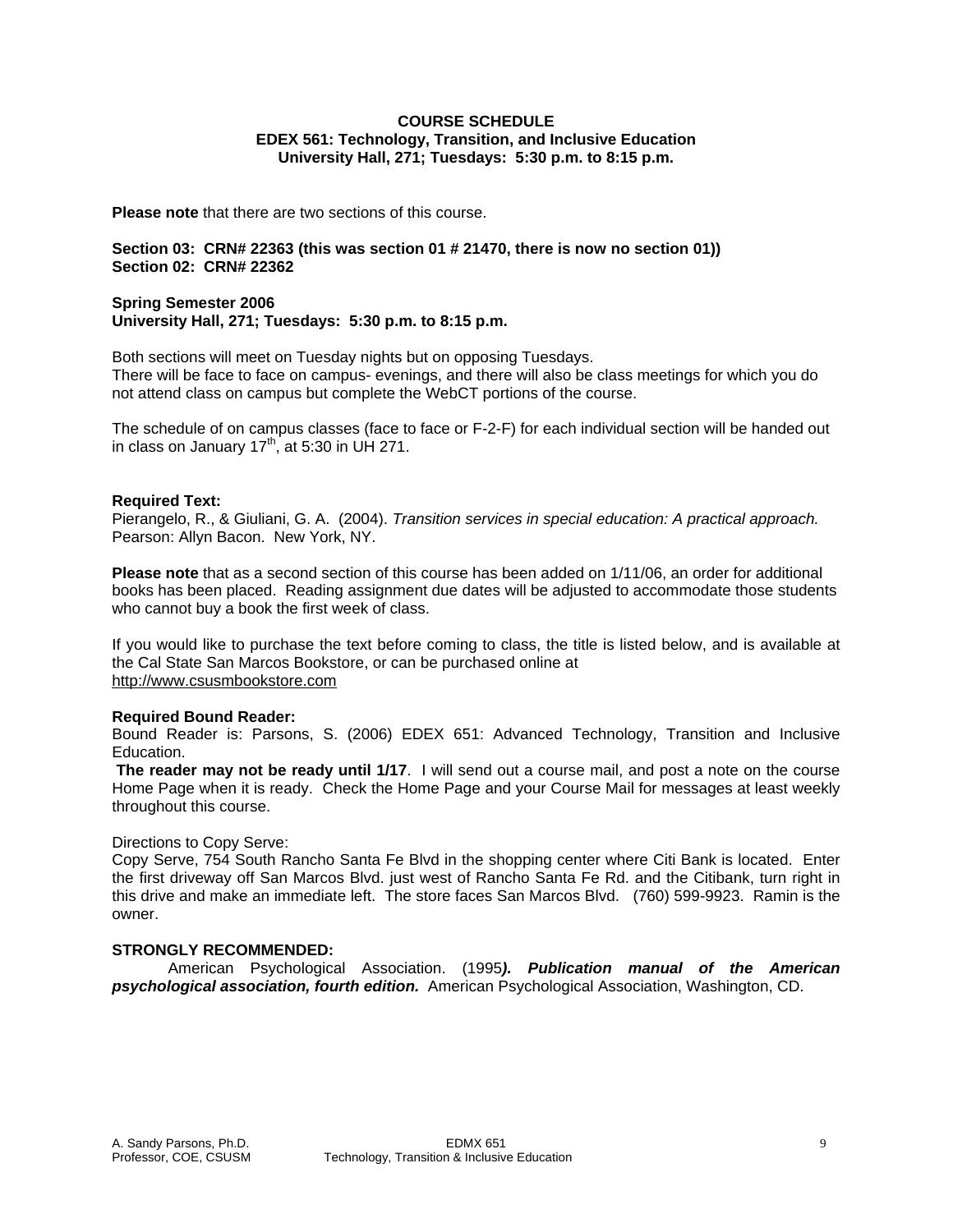**COURSE SCHEDULE**
**EDEX 561: Technology, Transition, and Inclusive Education**
**University Hall, 271; Tuesdays: 5:30 p.m. to 8:15 p.m.**

**Please note** that there are two sections of this course.

**Section 03: CRN# 22363 (this was section 01 # 21470, there is now no section 01))**
**Section 02: CRN# 22362**

**Spring Semester 2006**
**University Hall, 271; Tuesdays: 5:30 p.m. to 8:15 p.m.**

Both sections will meet on Tuesday nights but on opposing Tuesdays.
There will be face to face on campus- evenings, and there will also be class meetings for which you do not attend class on campus but complete the WebCT portions of the course.

The schedule of on campus classes (face to face or F-2-F) for each individual section will be handed out in class on January 17th, at 5:30 in UH 271.

**Required Text:**
Pierangelo, R., & Giuliani, G. A. (2004). *Transition services in special education: A practical approach.* Pearson: Allyn Bacon. New York, NY.

**Please note** that as a second section of this course has been added on 1/11/06, an order for additional books has been placed. Reading assignment due dates will be adjusted to accommodate those students who cannot buy a book the first week of class.

If you would like to purchase the text before coming to class, the title is listed below, and is available at the Cal State San Marcos Bookstore, or can be purchased online at http://www.csusmbookstore.com

**Required Bound Reader:**
Bound Reader is: Parsons, S. (2006) EDEX 651: Advanced Technology, Transition and Inclusive Education.
**The reader may not be ready until 1/17**. I will send out a course mail, and post a note on the course Home Page when it is ready. Check the Home Page and your Course Mail for messages at least weekly throughout this course.

Directions to Copy Serve:
Copy Serve, 754 South Rancho Santa Fe Blvd in the shopping center where Citi Bank is located. Enter the first driveway off San Marcos Blvd. just west of Rancho Santa Fe Rd. and the Citibank, turn right in this drive and make an immediate left. The store faces San Marcos Blvd. (760) 599-9923. Ramin is the owner.

**STRONGLY RECOMMENDED:**
American Psychological Association. (1995***). Publication manual of the American psychological association, fourth edition.*** American Psychological Association, Washington, CD.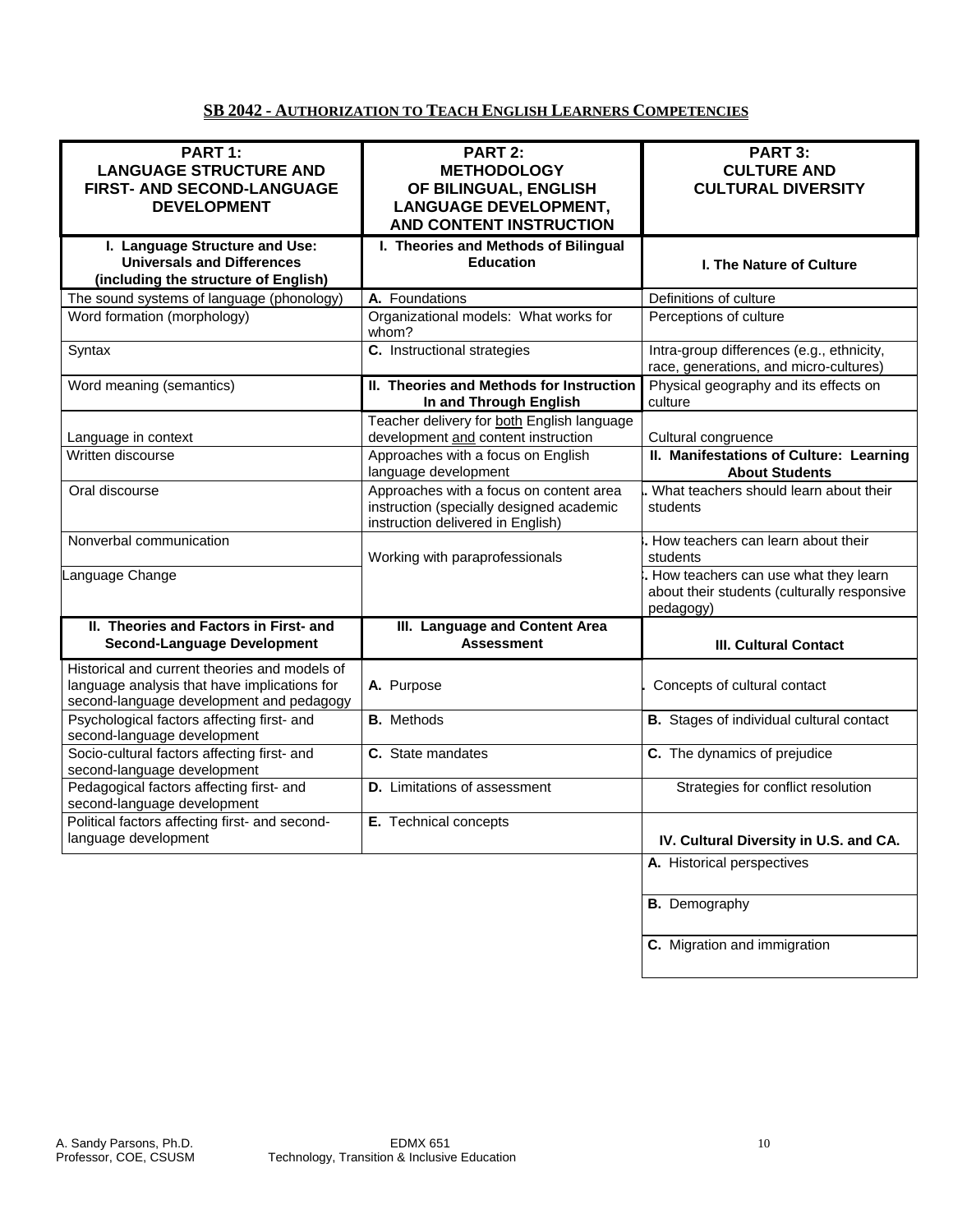## SB 2042 - AUTHORIZATION TO TEACH ENGLISH LEARNERS COMPETENCIES

| PART 1: LANGUAGE STRUCTURE AND FIRST- AND SECOND-LANGUAGE DEVELOPMENT | PART 2: METHODOLOGY OF BILINGUAL, ENGLISH LANGUAGE DEVELOPMENT, AND CONTENT INSTRUCTION | PART 3: CULTURE AND CULTURAL DIVERSITY |
|---|---|---|
| **I. Language Structure and Use: Universals and Differences (including the structure of English)** | **I. Theories and Methods of Bilingual Education** | **I. The Nature of Culture** |
| The sound systems of language (phonology) | **A.** Foundations | Definitions of culture |
| Word formation (morphology) | Organizational models: What works for whom? | Perceptions of culture |
| Syntax | **C.** Instructional strategies | Intra-group differences (e.g., ethnicity, race, generations, and micro-cultures) |
| Word meaning (semantics) | **II. Theories and Methods for Instruction In and Through English** | Physical geography and its effects on culture |
| Language in context | Teacher delivery for both English language development and content instruction | Cultural congruence |
| Written discourse | Approaches with a focus on English language development | **II. Manifestations of Culture: Learning About Students** |
| Oral discourse | Approaches with a focus on content area instruction (specially designed academic instruction delivered in English) | . What teachers should learn about their students |
| Nonverbal communication | Working with paraprofessionals | . How teachers can learn about their students |
| Language Change | | . How teachers can use what they learn about their students (culturally responsive pedagogy) |
| **II. Theories and Factors in First- and Second-Language Development** | **III. Language and Content Area Assessment** | **III. Cultural Contact** |
| Historical and current theories and models of language analysis that have implications for second-language development and pedagogy | **A.** Purpose | . Concepts of cultural contact |
| Psychological factors affecting first- and second-language development | **B.** Methods | **B.** Stages of individual cultural contact |
| Socio-cultural factors affecting first- and second-language development | **C.** State mandates | **C.** The dynamics of prejudice |
| Pedagogical factors affecting first- and second-language development | **D.** Limitations of assessment | Strategies for conflict resolution |
| Political factors affecting first- and second-language development | **E.** Technical concepts | **IV. Cultural Diversity in U.S. and CA.** |
| | | **A.** Historical perspectives |
| | | **B.** Demography |
| | | **C.** Migration and immigration |